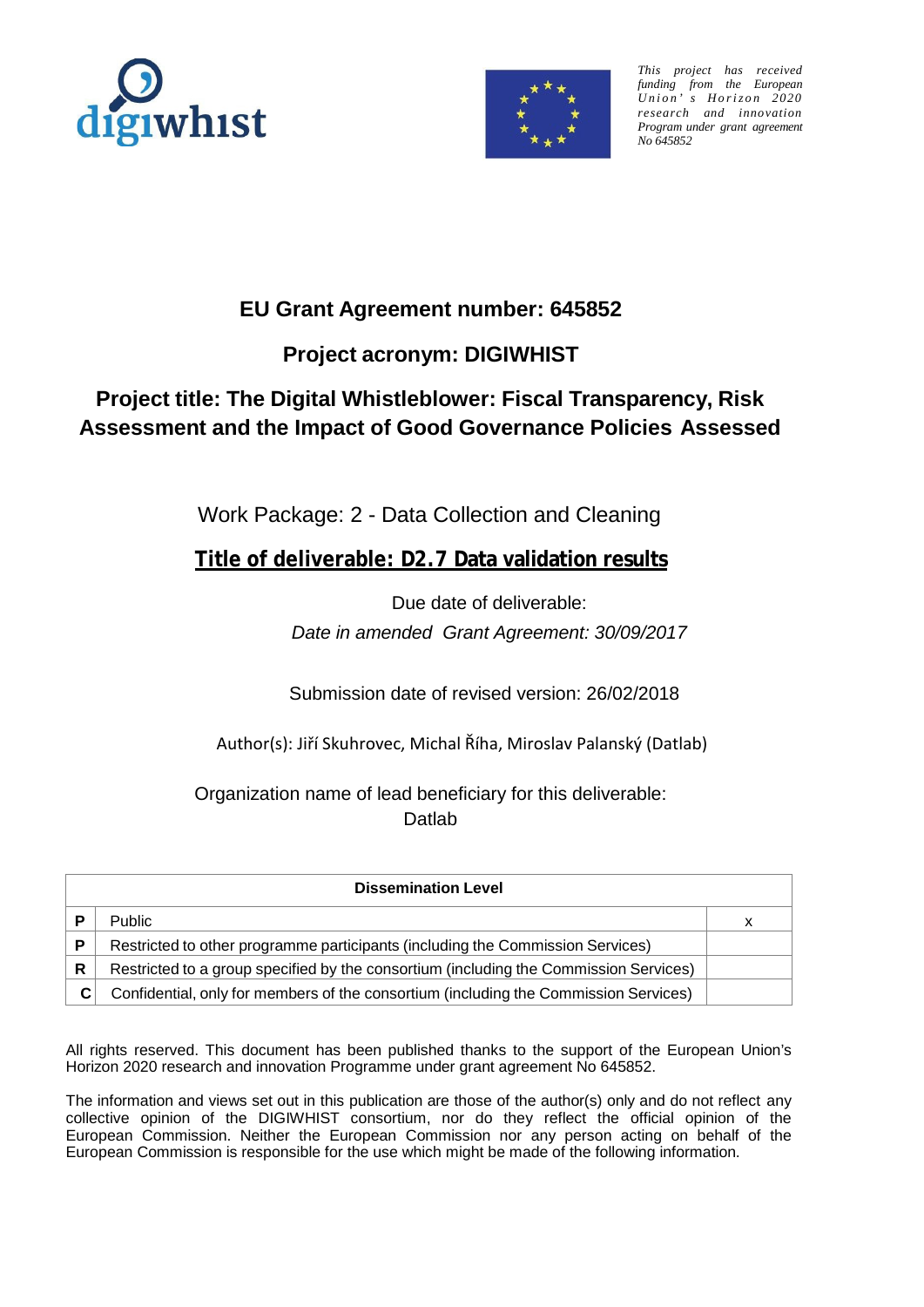*This project has received funding from the European Union's Horizon 2020 research and innovation Program under grant agreement No 645852*

## EU Grant Agreement number: 645852

## Project acronym: DIGIWHIST

## Project title: The Digital Whistleblower: Fiscal Transparency, Risk Assessment and the Impact of Good Governance Policies Assessed

Work Package: 2 - Data Collection and Cleaning

# Title of deliverable: D2.7 Data validation results

Due date of deliverable:

*Date in amended Grant Agreement: 30/09/2017*

Submission date of revised version: 26/02/2018

Author(s): Jiří Skuhrovec, Michal Říha, Miroslav Palanský (Datlab)

Organization name of lead beneficiary for this deliverable: Datlab

| Dissemination Level | | |
|---|---|---|
| P | Public | x |
| P | Restricted to other programme participants (including the Commission Services) | |
| R | Restricted to a group specified by the consortium (including the Commission Services) | |
| C | Confidential, only for members of the consortium (including the Commission Services) | |

All rights reserved. This document has been published thanks to the support of the European Union's Horizon 2020 research and innovation Programme under grant agreement No 645852.

The information and views set out in this publication are those of the author(s) only and do not reflect any collective opinion of the DIGIWHIST consortium, nor do they reflect the official opinion of the European Commission. Neither the European Commission nor any person acting on behalf of the European Commission is responsible for the use which might be made of the following information.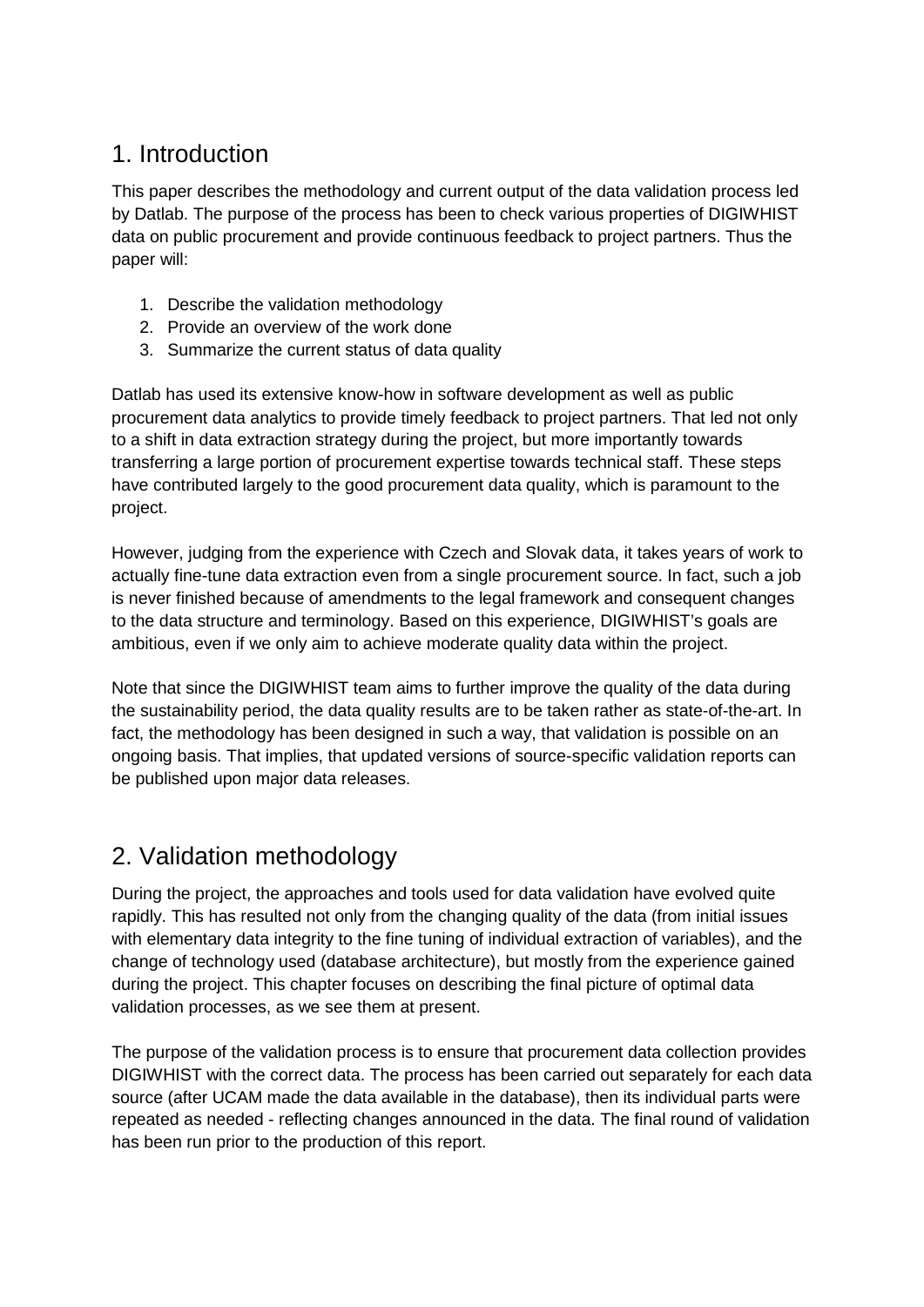## 1. Introduction

This paper describes the methodology and current output of the data validation process led by Datlab. The purpose of the process has been to check various properties of DIGIWHIST data on public procurement and provide continuous feedback to project partners. Thus the paper will:

1. Describe the validation methodology
2. Provide an overview of the work done
3. Summarize the current status of data quality

Datlab has used its extensive know-how in software development as well as public procurement data analytics to provide timely feedback to project partners. That led not only to a shift in data extraction strategy during the project, but more importantly towards transferring a large portion of procurement expertise towards technical staff. These steps have contributed largely to the good procurement data quality, which is paramount to the project.

However, judging from the experience with Czech and Slovak data, it takes years of work to actually fine-tune data extraction even from a single procurement source. In fact, such a job is never finished because of amendments to the legal framework and consequent changes to the data structure and terminology. Based on this experience, DIGIWHIST's goals are ambitious, even if we only aim to achieve moderate quality data within the project.

Note that since the DIGIWHIST team aims to further improve the quality of the data during the sustainability period, the data quality results are to be taken rather as state-of-the-art. In fact, the methodology has been designed in such a way, that validation is possible on an ongoing basis. That implies, that updated versions of source-specific validation reports can be published upon major data releases.

## 2. Validation methodology

During the project, the approaches and tools used for data validation have evolved quite rapidly. This has resulted not only from the changing quality of the data (from initial issues with elementary data integrity to the fine tuning of individual extraction of variables), and the change of technology used (database architecture), but mostly from the experience gained during the project. This chapter focuses on describing the final picture of optimal data validation processes, as we see them at present.

The purpose of the validation process is to ensure that procurement data collection provides DIGIWHIST with the correct data. The process has been carried out separately for each data source (after UCAM made the data available in the database), then its individual parts were repeated as needed - reflecting changes announced in the data. The final round of validation has been run prior to the production of this report.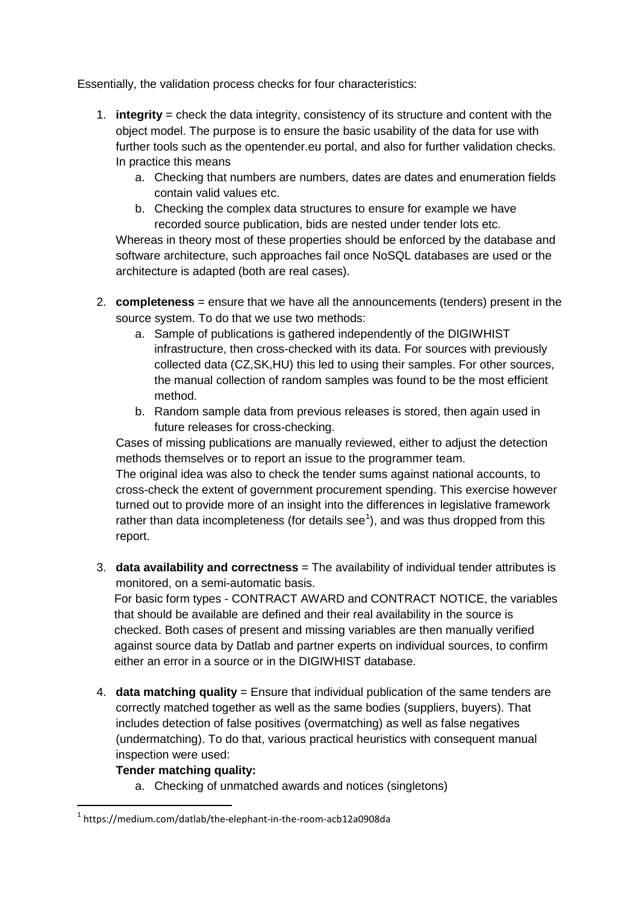Essentially, the validation process checks for four characteristics:

1. **integrity** = check the data integrity, consistency of its structure and content with the object model. The purpose is to ensure the basic usability of the data for use with further tools such as the opentender.eu portal, and also for further validation checks. In practice this means
    a. Checking that numbers are numbers, dates are dates and enumeration fields contain valid values etc.
    b. Checking the complex data structures to ensure for example we have recorded source publication, bids are nested under tender lots etc.

    Whereas in theory most of these properties should be enforced by the database and software architecture, such approaches fail once NoSQL databases are used or the architecture is adapted (both are real cases).

2. **completeness** = ensure that we have all the announcements (tenders) present in the source system. To do that we use two methods:
    a. Sample of publications is gathered independently of the DIGIWHIST infrastructure, then cross-checked with its data. For sources with previously collected data (CZ,SK,HU) this led to using their samples. For other sources, the manual collection of random samples was found to be the most efficient method.
    b. Random sample data from previous releases is stored, then again used in future releases for cross-checking.

    Cases of missing publications are manually reviewed, either to adjust the detection methods themselves or to report an issue to the programmer team.
    The original idea was also to check the tender sums against national accounts, to cross-check the extent of government procurement spending. This exercise however turned out to provide more of an insight into the differences in legislative framework rather than data incompleteness (for details see[1]), and was thus dropped from this report.

3. **data availability and correctness** = The availability of individual tender attributes is monitored, on a semi-automatic basis.
    For basic form types - CONTRACT AWARD and CONTRACT NOTICE, the variables that should be available are defined and their real availability in the source is checked. Both cases of present and missing variables are then manually verified against source data by Datlab and partner experts on individual sources, to confirm either an error in a source or in the DIGIWHIST database.

4. **data matching quality** = Ensure that individual publication of the same tenders are correctly matched together as well as the same bodies (suppliers, buyers). That includes detection of false positives (overmatching) as well as false negatives (undermatching). To do that, various practical heuristics with consequent manual inspection were used:

    **Tender matching quality:**

    a. Checking of unmatched awards and notices (singletons)

[1] https://medium.com/datlab/the-elephant-in-the-room-acb12a0908da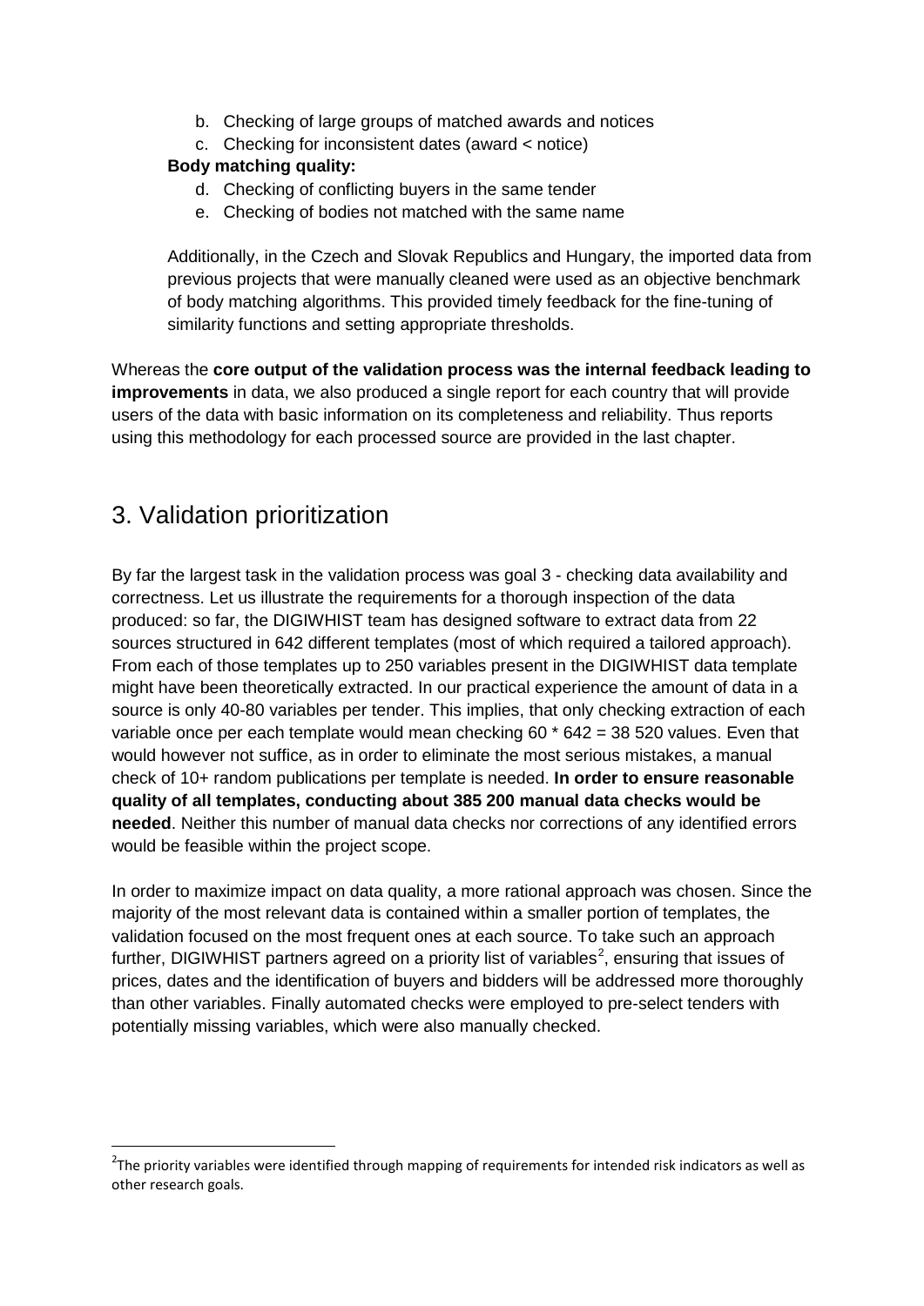b. Checking of large groups of matched awards and notices
   c. Checking for inconsistent dates (award < notice)

   **Body matching quality:**

   d. Checking of conflicting buyers in the same tender
   e. Checking of bodies not matched with the same name

Additionally, in the Czech and Slovak Republics and Hungary, the imported data from previous projects that were manually cleaned were used as an objective benchmark of body matching algorithms. This provided timely feedback for the fine-tuning of similarity functions and setting appropriate thresholds.

Whereas the **core output of the validation process was the internal feedback leading to improvements** in data, we also produced a single report for each country that will provide users of the data with basic information on its completeness and reliability. Thus reports using this methodology for each processed source are provided in the last chapter.

## 3. Validation prioritization

By far the largest task in the validation process was goal 3 - checking data availability and correctness. Let us illustrate the requirements for a thorough inspection of the data produced: so far, the DIGIWHIST team has designed software to extract data from 22 sources structured in 642 different templates (most of which required a tailored approach). From each of those templates up to 250 variables present in the DIGIWHIST data template might have been theoretically extracted. In our practical experience the amount of data in a source is only 40-80 variables per tender. This implies, that only checking extraction of each variable once per each template would mean checking 60 * 642 = 38 520 values. Even that would however not suffice, as in order to eliminate the most serious mistakes, a manual check of 10+ random publications per template is needed. **In order to ensure reasonable quality of all templates, conducting about 385 200 manual data checks would be needed**. Neither this number of manual data checks nor corrections of any identified errors would be feasible within the project scope.

In order to maximize impact on data quality, a more rational approach was chosen. Since the majority of the most relevant data is contained within a smaller portion of templates, the validation focused on the most frequent ones at each source. To take such an approach further, DIGIWHIST partners agreed on a priority list of variables[2], ensuring that issues of prices, dates and the identification of buyers and bidders will be addressed more thoroughly than other variables. Finally automated checks were employed to pre-select tenders with potentially missing variables, which were also manually checked.

[2] The priority variables were identified through mapping of requirements for intended risk indicators as well as other research goals.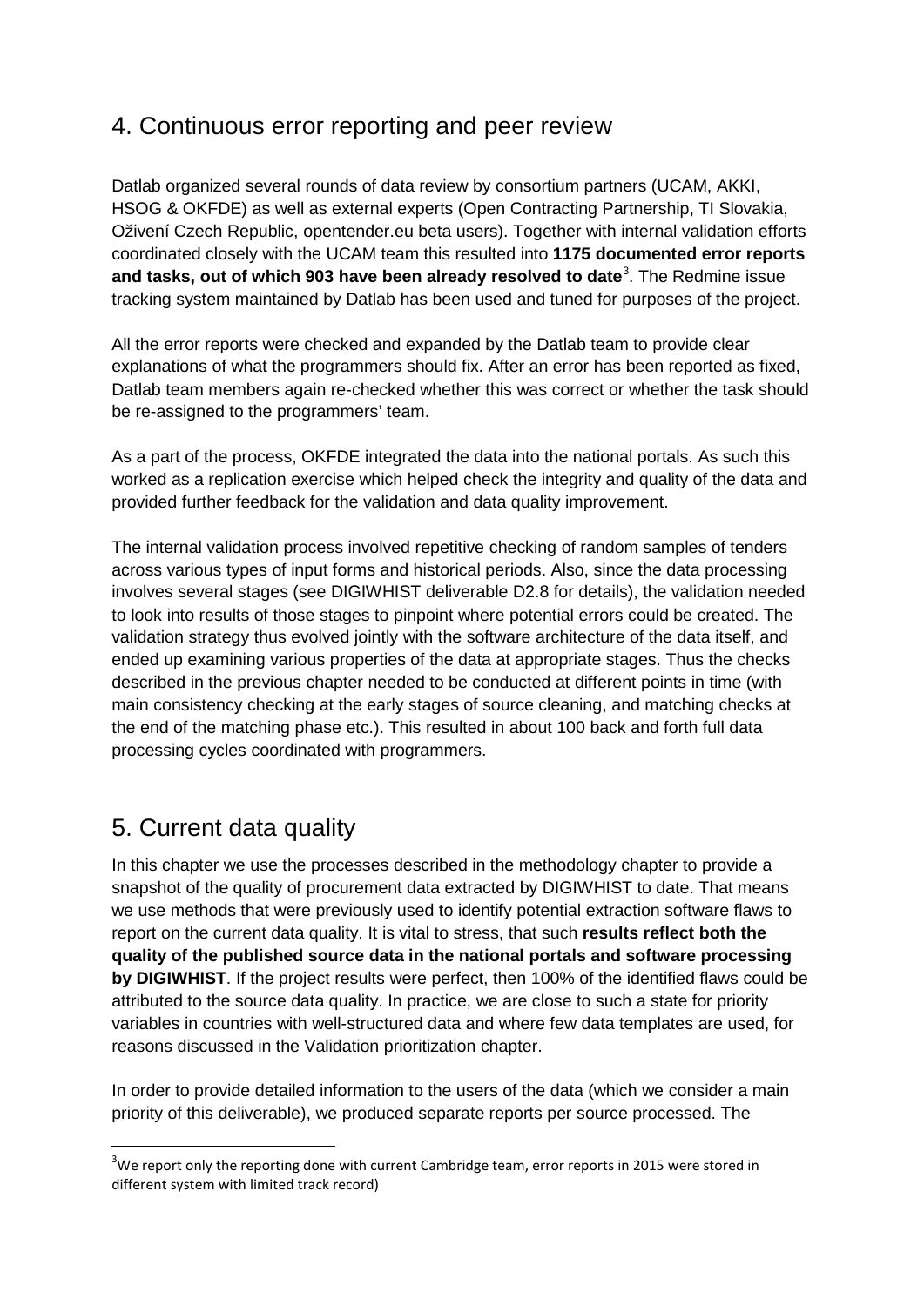## 4. Continuous error reporting and peer review

Datlab organized several rounds of data review by consortium partners (UCAM, AKKI, HSOG & OKFDE) as well as external experts (Open Contracting Partnership, TI Slovakia, Oživení Czech Republic, opentender.eu beta users). Together with internal validation efforts coordinated closely with the UCAM team this resulted into **1175 documented error reports and tasks, out of which 903 have been already resolved to date**[3]. The Redmine issue tracking system maintained by Datlab has been used and tuned for purposes of the project.

All the error reports were checked and expanded by the Datlab team to provide clear explanations of what the programmers should fix. After an error has been reported as fixed, Datlab team members again re-checked whether this was correct or whether the task should be re-assigned to the programmers' team.

As a part of the process, OKFDE integrated the data into the national portals. As such this worked as a replication exercise which helped check the integrity and quality of the data and provided further feedback for the validation and data quality improvement.

The internal validation process involved repetitive checking of random samples of tenders across various types of input forms and historical periods. Also, since the data processing involves several stages (see DIGIWHIST deliverable D2.8 for details), the validation needed to look into results of those stages to pinpoint where potential errors could be created. The validation strategy thus evolved jointly with the software architecture of the data itself, and ended up examining various properties of the data at appropriate stages. Thus the checks described in the previous chapter needed to be conducted at different points in time (with main consistency checking at the early stages of source cleaning, and matching checks at the end of the matching phase etc.). This resulted in about 100 back and forth full data processing cycles coordinated with programmers.

## 5. Current data quality

In this chapter we use the processes described in the methodology chapter to provide a snapshot of the quality of procurement data extracted by DIGIWHIST to date. That means we use methods that were previously used to identify potential extraction software flaws to report on the current data quality. It is vital to stress, that such **results reflect both the quality of the published source data in the national portals and software processing by DIGIWHIST**. If the project results were perfect, then 100% of the identified flaws could be attributed to the source data quality. In practice, we are close to such a state for priority variables in countries with well-structured data and where few data templates are used, for reasons discussed in the Validation prioritization chapter.

In order to provide detailed information to the users of the data (which we consider a main priority of this deliverable), we produced separate reports per source processed. The

[3] We report only the reporting done with current Cambridge team, error reports in 2015 were stored in different system with limited track record)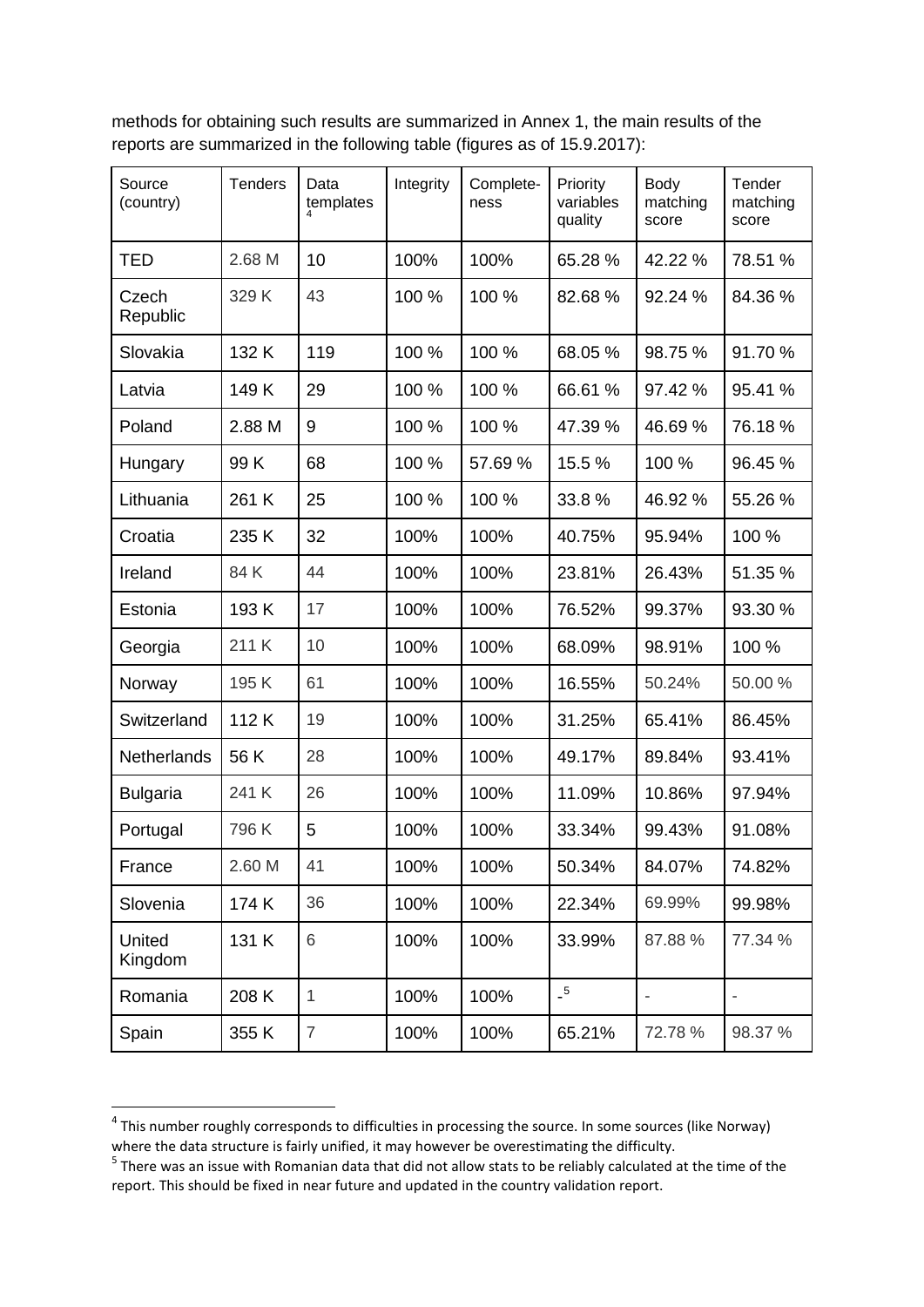methods for obtaining such results are summarized in Annex 1, the main results of the reports are summarized in the following table (figures as of 15.9.2017):

| Source (country) | Tenders | Data templates [4] | Integrity | Complete-ness | Priority variables quality | Body matching score | Tender matching score |
|---|---|---|---|---|---|---|---|
| TED | 2.68 M | 10 | 100% | 100% | 65.28 % | 42.22 % | 78.51 % |
| Czech Republic | 329 K | 43 | 100 % | 100 % | 82.68 % | 92.24 % | 84.36 % |
| Slovakia | 132 K | 119 | 100 % | 100 % | 68.05 % | 98.75 % | 91.70 % |
| Latvia | 149 K | 29 | 100 % | 100 % | 66.61 % | 97.42 % | 95.41 % |
| Poland | 2.88 M | 9 | 100 % | 100 % | 47.39 % | 46.69 % | 76.18 % |
| Hungary | 99 K | 68 | 100 % | 57.69 % | 15.5 % | 100 % | 96.45 % |
| Lithuania | 261 K | 25 | 100 % | 100 % | 33.8 % | 46.92 % | 55.26 % |
| Croatia | 235 K | 32 | 100% | 100% | 40.75% | 95.94% | 100 % |
| Ireland | 84 K | 44 | 100% | 100% | 23.81% | 26.43% | 51.35 % |
| Estonia | 193 K | 17 | 100% | 100% | 76.52% | 99.37% | 93.30 % |
| Georgia | 211 K | 10 | 100% | 100% | 68.09% | 98.91% | 100 % |
| Norway | 195 K | 61 | 100% | 100% | 16.55% | 50.24% | 50.00 % |
| Switzerland | 112 K | 19 | 100% | 100% | 31.25% | 65.41% | 86.45% |
| Netherlands | 56 K | 28 | 100% | 100% | 49.17% | 89.84% | 93.41% |
| Bulgaria | 241 K | 26 | 100% | 100% | 11.09% | 10.86% | 97.94% |
| Portugal | 796 K | 5 | 100% | 100% | 33.34% | 99.43% | 91.08% |
| France | 2.60 M | 41 | 100% | 100% | 50.34% | 84.07% | 74.82% |
| Slovenia | 174 K | 36 | 100% | 100% | 22.34% | 69.99% | 99.98% |
| United Kingdom | 131 K | 6 | 100% | 100% | 33.99% | 87.88 % | 77.34 % |
| Romania | 208 K | 1 | 100% | 100% | - [5] | - | - |
| Spain | 355 K | 7 | 100% | 100% | 65.21% | 72.78 % | 98.37 % |

[4] This number roughly corresponds to difficulties in processing the source. In some sources (like Norway) where the data structure is fairly unified, it may however be overestimating the difficulty.

[5] There was an issue with Romanian data that did not allow stats to be reliably calculated at the time of the report. This should be fixed in near future and updated in the country validation report.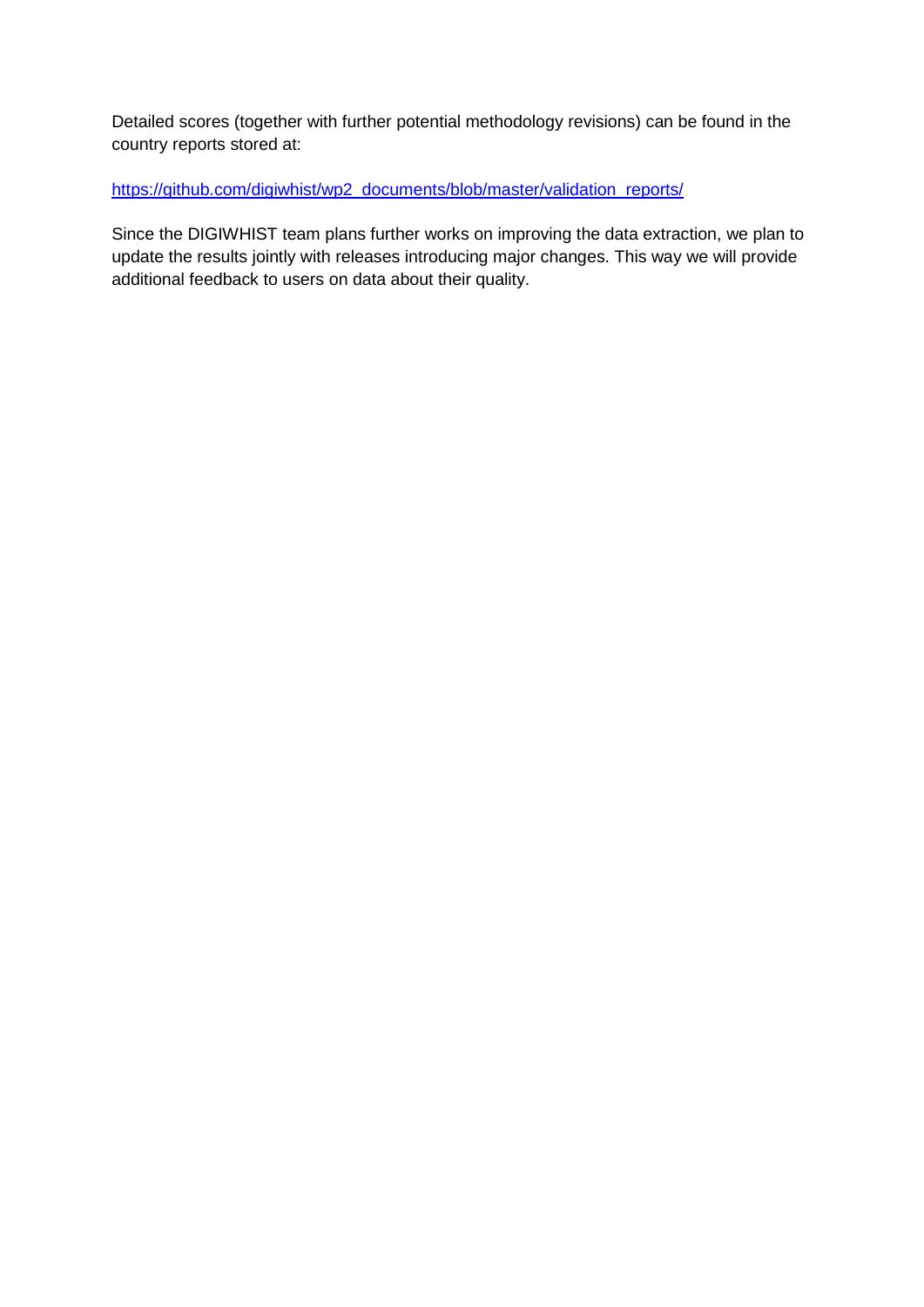Detailed scores (together with further potential methodology revisions) can be found in the country reports stored at:

[https://github.com/digiwhist/wp2_documents/blob/master/validation_reports/](https://github.com/digiwhist/wp2_documents/blob/master/validation_reports/)

Since the DIGIWHIST team plans further works on improving the data extraction, we plan to update the results jointly with releases introducing major changes. This way we will provide additional feedback to users on data about their quality.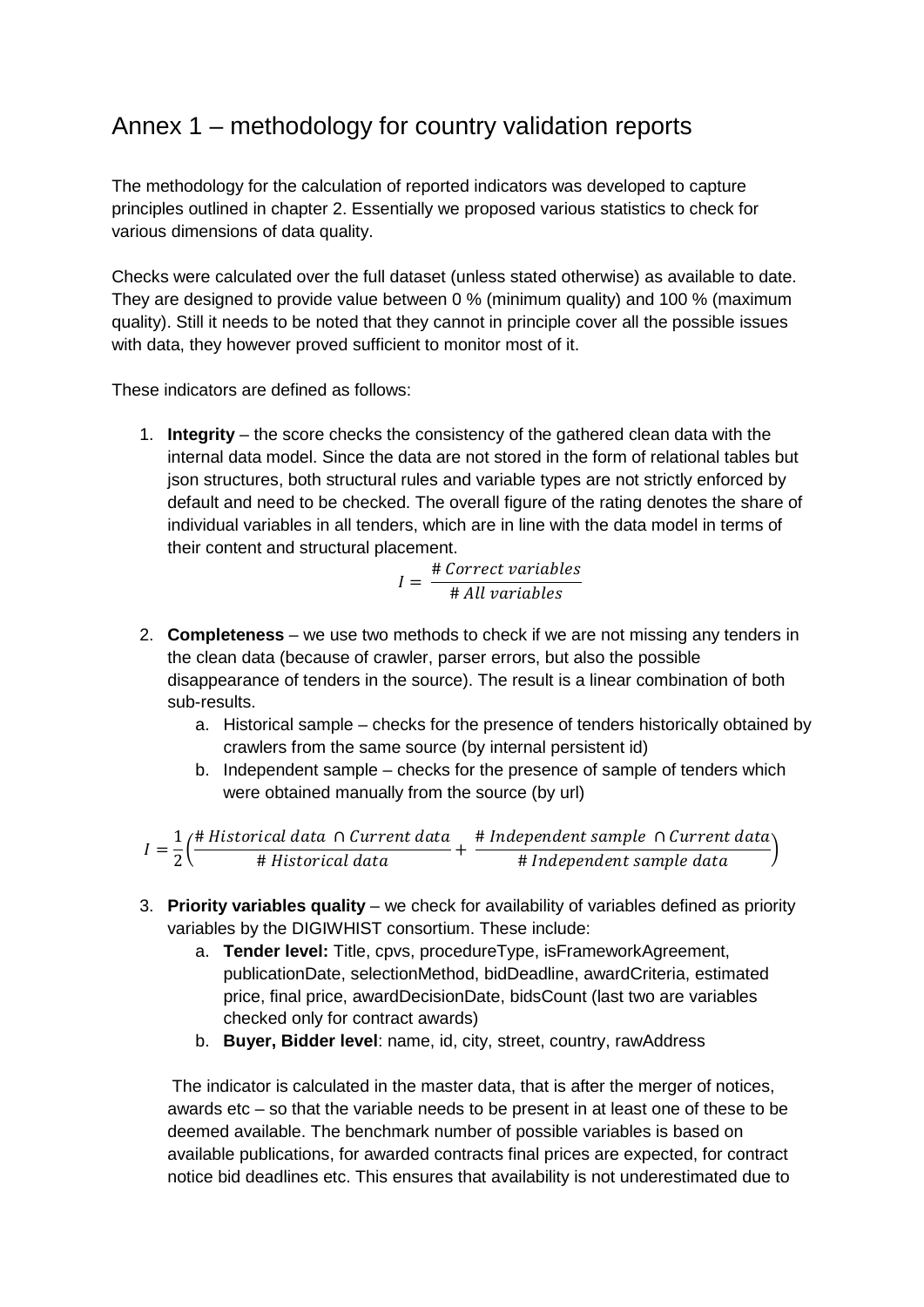# Annex 1 – methodology for country validation reports

The methodology for the calculation of reported indicators was developed to capture principles outlined in chapter 2. Essentially we proposed various statistics to check for various dimensions of data quality.

Checks were calculated over the full dataset (unless stated otherwise) as available to date. They are designed to provide value between 0 % (minimum quality) and 100 % (maximum quality). Still it needs to be noted that they cannot in principle cover all the possible issues with data, they however proved sufficient to monitor most of it.

These indicators are defined as follows:

1. **Integrity** – the score checks the consistency of the gathered clean data with the internal data model. Since the data are not stored in the form of relational tables but json structures, both structural rules and variable types are not strictly enforced by default and need to be checked. The overall figure of the rating denotes the share of individual variables in all tenders, which are in line with the data model in terms of their content and structural placement.

$$I = \frac{\#\,Correct\ variables}{\#\,All\ variables}$$

2. **Completeness** – we use two methods to check if we are not missing any tenders in the clean data (because of crawler, parser errors, but also the possible disappearance of tenders in the source). The result is a linear combination of both sub-results.
   a. Historical sample – checks for the presence of tenders historically obtained by crawlers from the same source (by internal persistent id)
   b. Independent sample – checks for the presence of sample of tenders which were obtained manually from the source (by url)

$$I = \frac{1}{2}\left(\frac{\#\,Historical\ data\ \cap Current\ data}{\#\,Historical\ data} + \frac{\#\,Independent\ sample\ \cap Current\ data}{\#\,Independent\ sample\ data}\right)$$

3. **Priority variables quality** – we check for availability of variables defined as priority variables by the DIGIWHIST consortium. These include:
   a. **Tender level:** Title, cpvs, procedureType, isFrameworkAgreement, publicationDate, selectionMethod, bidDeadline, awardCriteria, estimated price, final price, awardDecisionDate, bidsCount (last two are variables checked only for contract awards)
   b. **Buyer, Bidder level**: name, id, city, street, country, rawAddress

   The indicator is calculated in the master data, that is after the merger of notices, awards etc – so that the variable needs to be present in at least one of these to be deemed available. The benchmark number of possible variables is based on available publications, for awarded contracts final prices are expected, for contract notice bid deadlines etc. This ensures that availability is not underestimated due to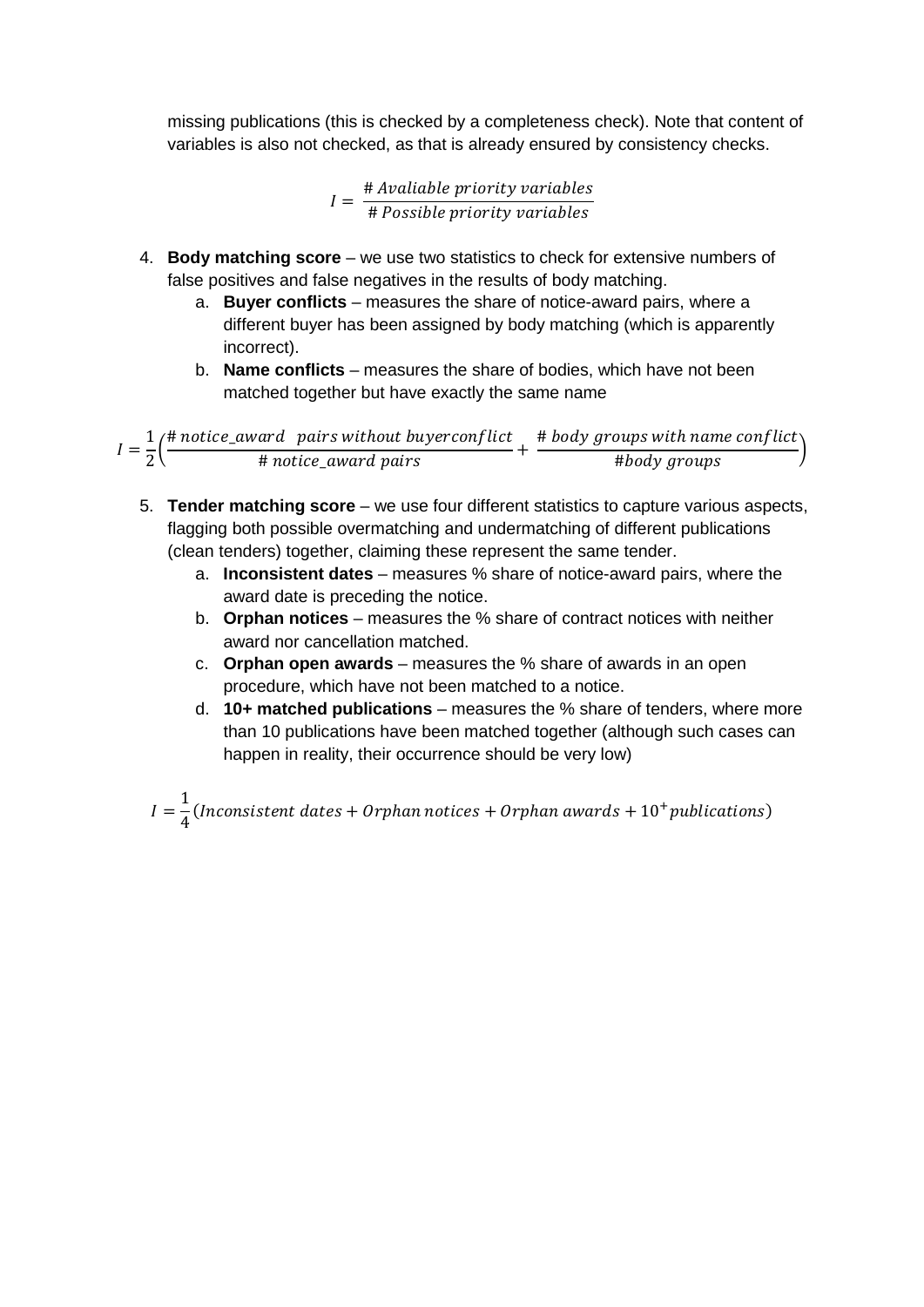missing publications (this is checked by a completeness check). Note that content of variables is also not checked, as that is already ensured by consistency checks.

$$I = \frac{\#\,Avaliable\ priority\ variables}{\#\,Possible\ priority\ variables}$$

4. **Body matching score** – we use two statistics to check for extensive numbers of false positives and false negatives in the results of body matching.
    a. **Buyer conflicts** – measures the share of notice-award pairs, where a different buyer has been assigned by body matching (which is apparently incorrect).
    b. **Name conflicts** – measures the share of bodies, which have not been matched together but have exactly the same name

$$I = \frac{1}{2}\left(\frac{\#\,notice\_award\ \ pairs\ without\ buyerconflict}{\#\,notice\_award\ pairs} + \frac{\#\,body\ groups\ with\ name\ conflict}{\#body\ groups}\right)$$

5. **Tender matching score** – we use four different statistics to capture various aspects, flagging both possible overmatching and undermatching of different publications (clean tenders) together, claiming these represent the same tender.
    a. **Inconsistent dates** – measures % share of notice-award pairs, where the award date is preceding the notice.
    b. **Orphan notices** – measures the % share of contract notices with neither award nor cancellation matched.
    c. **Orphan open awards** – measures the % share of awards in an open procedure, which have not been matched to a notice.
    d. **10+ matched publications** – measures the % share of tenders, where more than 10 publications have been matched together (although such cases can happen in reality, their occurrence should be very low)

$$I = \frac{1}{4}(Inconsistent\ dates + Orphan\ notices + Orphan\ awards + 10^{+}publications)$$